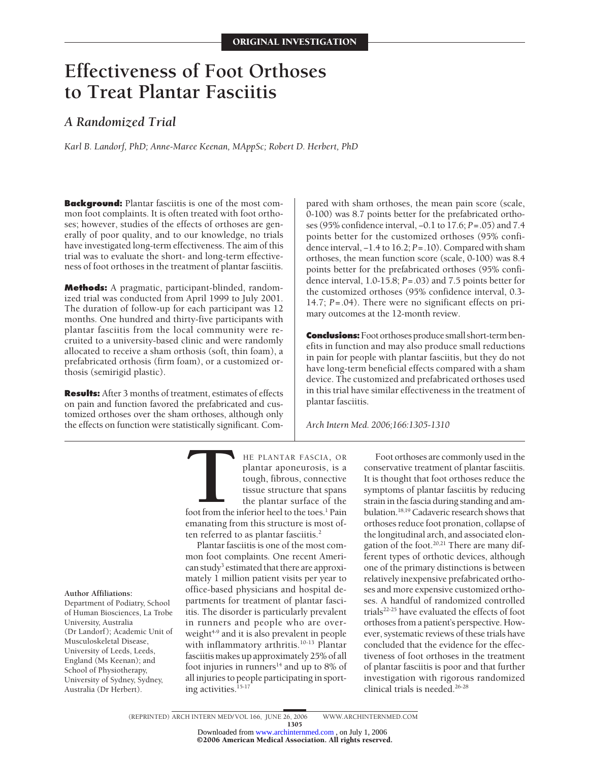ORIGINAL INVESTIGATION

# Effectiveness of Foot Orthoses to Treat Plantar Fasciitis

## *A Randomized Trial*

*Karl B. Landorf, PhD; Anne-Maree Keenan, MAppSc; Robert D. Herbert, PhD*

**Background:** Plantar fasciitis is one of the most common foot complaints. It is often treated with foot orthoses; however, studies of the effects of orthoses are generally of poor quality, and to our knowledge, no trials have investigated long-term effectiveness. The aim of this trial was to evaluate the short- and long-term effectiveness of foot orthoses in the treatment of plantar fasciitis.

**Methods:** A pragmatic, participant-blinded, randomized trial was conducted from April 1999 to July 2001. The duration of follow-up for each participant was 12 months. One hundred and thirty-five participants with plantar fasciitis from the local community were recruited to a university-based clinic and were randomly allocated to receive a sham orthosis (soft, thin foam), a prefabricated orthosis (firm foam), or a customized orthosis (semirigid plastic).

**Results:** After 3 months of treatment, estimates of effects on pain and function favored the prefabricated and customized orthoses over the sham orthoses, although only the effects on function were statistically significant. Compared with sham orthoses, the mean pain score (scale, 0-100) was 8.7 points better for the prefabricated orthoses (95% confidence interval, −0.1 to 17.6; $P = .05$) and 7.4 points better for the customized orthoses (95% confidence interval, −1.4 to 16.2; $P = .10$). Compared with sham orthoses, the mean function score (scale, 0-100) was 8.4 points better for the prefabricated orthoses (95% confidence interval, 1.0-15.8; $P = .03$) and 7.5 points better for the customized orthoses (95% confidence interval, 0.3-14.7; $P = .04$). There were no significant effects on primary outcomes at the 12-month review.

**Conclusions:** Foot orthoses produce small short-term benefits in function and may also produce small reductions in pain for people with plantar fasciitis, but they do not have long-term beneficial effects compared with a sham device. The customized and prefabricated orthoses used in this trial have similar effectiveness in the treatment of plantar fasciitis.

*Arch Intern Med. 2006;166:1305-1310*

THE PLANTAR FASCIA, OR plantar aponeurosis, is a tough, fibrous, connective tissue structure that spans the plantar surface of the foot from the inferior heel to the toes.[1] Pain emanating from this structure is most often referred to as plantar fasciitis.[2]

Plantar fasciitis is one of the most common foot complaints. One recent American study[3] estimated that there are approximately 1 million patient visits per year to office-based physicians and hospital departments for treatment of plantar fasciitis. The disorder is particularly prevalent in runners and people who are overweight[4-9] and it is also prevalent in people with inflammatory arthritis.[10-13] Plantar fasciitis makes up approximately 25% of all foot injuries in runners[14] and up to 8% of all injuries to people participating in sporting activities.[15-17]

Foot orthoses are commonly used in the conservative treatment of plantar fasciitis. It is thought that foot orthoses reduce the symptoms of plantar fasciitis by reducing strain in the fascia during standing and ambulation.[18,19] Cadaveric research shows that orthoses reduce foot pronation, collapse of the longitudinal arch, and associated elongation of the foot.[20,21] There are many different types of orthotic devices, although one of the primary distinctions is between relatively inexpensive prefabricated orthoses and more expensive customized orthoses. A handful of randomized controlled trials[22-25] have evaluated the effects of foot orthoses from a patient's perspective. However, systematic reviews of these trials have concluded that the evidence for the effectiveness of foot orthoses in the treatment of plantar fasciitis is poor and that further investigation with rigorous randomized clinical trials is needed.[26-28]

**Author Affiliations:** Department of Podiatry, School of Human Biosciences, La Trobe University, Australia (Dr Landorf); Academic Unit of Musculoskeletal Disease, University of Leeds, Leeds, England (Ms Keenan); and School of Physiotherapy, University of Sydney, Sydney, Australia (Dr Herbert).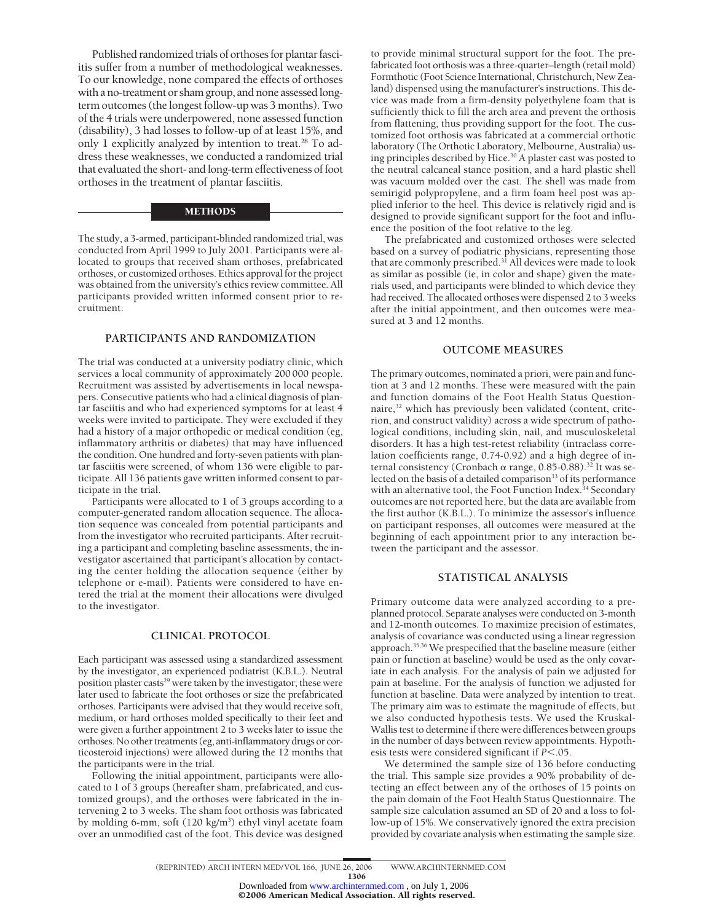Published randomized trials of orthoses for plantar fasciitis suffer from a number of methodological weaknesses. To our knowledge, none compared the effects of orthoses with a no-treatment or sham group, and none assessed long-term outcomes (the longest follow-up was 3 months). Two of the 4 trials were underpowered, none assessed function (disability), 3 had losses to follow-up of at least 15%, and only 1 explicitly analyzed by intention to treat.[28] To address these weaknesses, we conducted a randomized trial that evaluated the short- and long-term effectiveness of foot orthoses in the treatment of plantar fasciitis.

## METHODS

The study, a 3-armed, participant-blinded randomized trial, was conducted from April 1999 to July 2001. Participants were allocated to groups that received sham orthoses, prefabricated orthoses, or customized orthoses. Ethics approval for the project was obtained from the university's ethics review committee. All participants provided written informed consent prior to recruitment.

### PARTICIPANTS AND RANDOMIZATION

The trial was conducted at a university podiatry clinic, which services a local community of approximately 200 000 people. Recruitment was assisted by advertisements in local newspapers. Consecutive patients who had a clinical diagnosis of plantar fasciitis and who had experienced symptoms for at least 4 weeks were invited to participate. They were excluded if they had a history of a major orthopedic or medical condition (eg, inflammatory arthritis or diabetes) that may have influenced the condition. One hundred and forty-seven patients with plantar fasciitis were screened, of whom 136 were eligible to participate. All 136 patients gave written informed consent to participate in the trial.

Participants were allocated to 1 of 3 groups according to a computer-generated random allocation sequence. The allocation sequence was concealed from potential participants and from the investigator who recruited participants. After recruiting a participant and completing baseline assessments, the investigator ascertained that participant's allocation by contacting the center holding the allocation sequence (either by telephone or e-mail). Patients were considered to have entered the trial at the moment their allocations were divulged to the investigator.

### CLINICAL PROTOCOL

Each participant was assessed using a standardized assessment by the investigator, an experienced podiatrist (K.B.L.). Neutral position plaster casts[29] were taken by the investigator; these were later used to fabricate the foot orthoses or size the prefabricated orthoses. Participants were advised that they would receive soft, medium, or hard orthoses molded specifically to their feet and were given a further appointment 2 to 3 weeks later to issue the orthoses. No other treatments (eg, anti-inflammatory drugs or corticosteroid injections) were allowed during the 12 months that the participants were in the trial.

Following the initial appointment, participants were allocated to 1 of 3 groups (hereafter sham, prefabricated, and customized groups), and the orthoses were fabricated in the intervening 2 to 3 weeks. The sham foot orthosis was fabricated by molding 6-mm, soft (120 kg/m$^3$) ethyl vinyl acetate foam over an unmodified cast of the foot. This device was designed to provide minimal structural support for the foot. The prefabricated foot orthosis was a three-quarter–length (retail mold) Formthotic (Foot Science International, Christchurch, New Zealand) dispensed using the manufacturer's instructions. This device was made from a firm-density polyethylene foam that is sufficiently thick to fill the arch area and prevent the orthosis from flattening, thus providing support for the foot. The customized foot orthosis was fabricated at a commercial orthotic laboratory (The Orthotic Laboratory, Melbourne, Australia) using principles described by Hice.[30] A plaster cast was posted to the neutral calcaneal stance position, and a hard plastic shell was vacuum molded over the cast. The shell was made from semirigid polypropylene, and a firm foam heel post was applied inferior to the heel. This device is relatively rigid and is designed to provide significant support for the foot and influence the position of the foot relative to the leg.

The prefabricated and customized orthoses were selected based on a survey of podiatric physicians, representing those that are commonly prescribed.[31] All devices were made to look as similar as possible (ie, in color and shape) given the materials used, and participants were blinded to which device they had received. The allocated orthoses were dispensed 2 to 3 weeks after the initial appointment, and then outcomes were measured at 3 and 12 months.

### OUTCOME MEASURES

The primary outcomes, nominated a priori, were pain and function at 3 and 12 months. These were measured with the pain and function domains of the Foot Health Status Questionnaire,[32] which has previously been validated (content, criterion, and construct validity) across a wide spectrum of pathological conditions, including skin, nail, and musculoskeletal disorders. It has a high test-retest reliability (intraclass correlation coefficients range, 0.74-0.92) and a high degree of internal consistency (Cronbach $\alpha$ range, 0.85-0.88).[32] It was selected on the basis of a detailed comparison[33] of its performance with an alternative tool, the Foot Function Index.[34] Secondary outcomes are not reported here, but the data are available from the first author (K.B.L.). To minimize the assessor's influence on participant responses, all outcomes were measured at the beginning of each appointment prior to any interaction between the participant and the assessor.

### STATISTICAL ANALYSIS

Primary outcome data were analyzed according to a preplanned protocol. Separate analyses were conducted on 3-month and 12-month outcomes. To maximize precision of estimates, analysis of covariance was conducted using a linear regression approach.[35,36] We prespecified that the baseline measure (either pain or function at baseline) would be used as the only covariate in each analysis. For the analysis of pain we adjusted for pain at baseline. For the analysis of function we adjusted for function at baseline. Data were analyzed by intention to treat. The primary aim was to estimate the magnitude of effects, but we also conducted hypothesis tests. We used the Kruskal-Wallis test to determine if there were differences between groups in the number of days between review appointments. Hypothesis tests were considered significant if $P<.05$.

We determined the sample size of 136 before conducting the trial. This sample size provides a 90% probability of detecting an effect between any of the orthoses of 15 points on the pain domain of the Foot Health Status Questionnaire. The sample size calculation assumed an SD of 20 and a loss to follow-up of 15%. We conservatively ignored the extra precision provided by covariate analysis when estimating the sample size.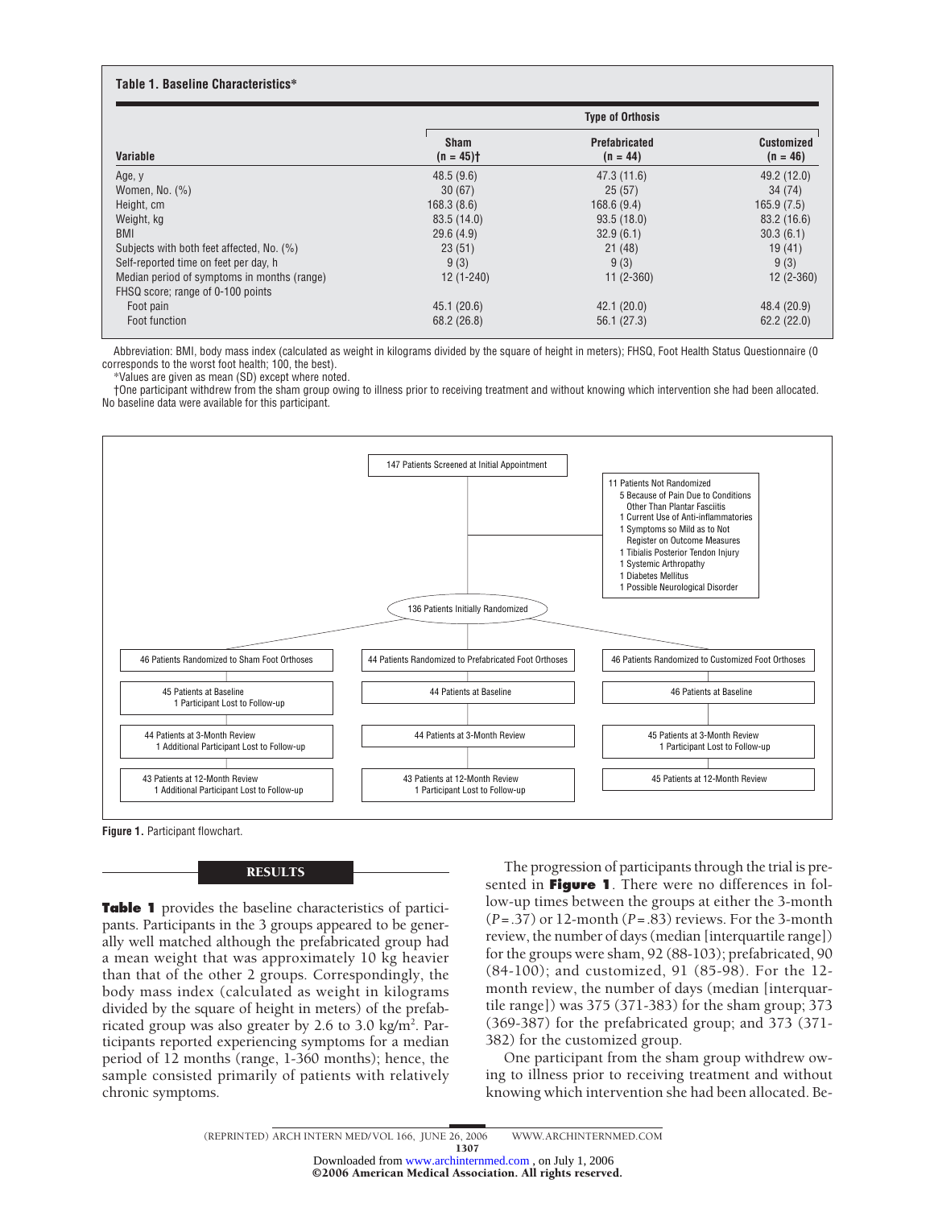**Table 1. Baseline Characteristics***

| Variable | Type of Orthosis | | |
|---|---|---|---|
| | Sham (n = 45)† | Prefabricated (n = 44) | Customized (n = 46) |
| Age, y | 48.5 (9.6) | 47.3 (11.6) | 49.2 (12.0) |
| Women, No. (%) | 30 (67) | 25 (57) | 34 (74) |
| Height, cm | 168.3 (8.6) | 168.6 (9.4) | 165.9 (7.5) |
| Weight, kg | 83.5 (14.0) | 93.5 (18.0) | 83.2 (16.6) |
| BMI | 29.6 (4.9) | 32.9 (6.1) | 30.3 (6.1) |
| Subjects with both feet affected, No. (%) | 23 (51) | 21 (48) | 19 (41) |
| Self-reported time on feet per day, h | 9 (3) | 9 (3) | 9 (3) |
| Median period of symptoms in months (range) | 12 (1-240) | 11 (2-360) | 12 (2-360) |
| FHSQ score; range of 0-100 points | | | |
| Foot pain | 45.1 (20.6) | 42.1 (20.0) | 48.4 (20.9) |
| Foot function | 68.2 (26.8) | 56.1 (27.3) | 62.2 (22.0) |

Abbreviation: BMI, body mass index (calculated as weight in kilograms divided by the square of height in meters); FHSQ, Foot Health Status Questionnaire (0 corresponds to the worst foot health; 100, the best).

*Values are given as mean (SD) except where noted.

†One participant withdrew from the sham group owing to illness prior to receiving treatment and without knowing which intervention she had been allocated. No baseline data were available for this participant.

147 Patients Screened at Initial Appointment

11 Patients Not Randomized
- 5 Because of Pain Due to Conditions Other Than Plantar Fasciitis
- 1 Current Use of Anti-inflammatories
- 1 Symptoms so Mild as to Not Register on Outcome Measures
- 1 Tibialis Posterior Tendon Injury
- 1 Systemic Arthropathy
- 1 Diabetes Mellitus
- 1 Possible Neurological Disorder

136 Patients Initially Randomized

| Sham | Prefabricated | Customized |
|---|---|---|
| 46 Patients Randomized to Sham Foot Orthoses | 44 Patients Randomized to Prefabricated Foot Orthoses | 46 Patients Randomized to Customized Foot Orthoses |
| 45 Patients at Baseline; 1 Participant Lost to Follow-up | 44 Patients at Baseline | 46 Patients at Baseline |
| 44 Patients at 3-Month Review; 1 Additional Participant Lost to Follow-up | 44 Patients at 3-Month Review | 45 Patients at 3-Month Review; 1 Participant Lost to Follow-up |
| 43 Patients at 12-Month Review; 1 Additional Participant Lost to Follow-up | 43 Patients at 12-Month Review; 1 Participant Lost to Follow-up | 45 Patients at 12-Month Review |

**Figure 1.** Participant flowchart.

## RESULTS

**Table 1** provides the baseline characteristics of participants. Participants in the 3 groups appeared to be generally well matched although the prefabricated group had a mean weight that was approximately 10 kg heavier than that of the other 2 groups. Correspondingly, the body mass index (calculated as weight in kilograms divided by the square of height in meters) of the prefabricated group was also greater by 2.6 to 3.0 kg/m$^2$. Participants reported experiencing symptoms for a median period of 12 months (range, 1-360 months); hence, the sample consisted primarily of patients with relatively chronic symptoms.

The progression of participants through the trial is presented in **Figure 1**. There were no differences in follow-up times between the groups at either the 3-month ($P = .37$) or 12-month ($P = .83$) reviews. For the 3-month review, the number of days (median [interquartile range]) for the groups were sham, 92 (88-103); prefabricated, 90 (84-100); and customized, 91 (85-98). For the 12-month review, the number of days (median [interquartile range]) was 375 (371-383) for the sham group; 373 (369-387) for the prefabricated group; and 373 (371-382) for the customized group.

One participant from the sham group withdrew owing to illness prior to receiving treatment and without knowing which intervention she had been allocated. Be-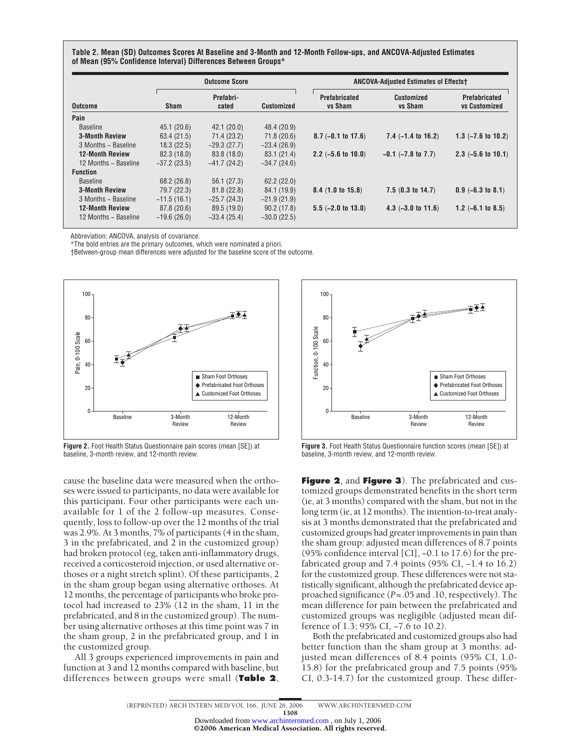**Table 2. Mean (SD) Outcomes Scores At Baseline and 3-Month and 12-Month Follow-ups, and ANCOVA-Adjusted Estimates of Mean (95% Confidence Interval) Differences Between Groups***

| | Outcome Score | | | ANCOVA-Adjusted Estimates of Effects† | | |
|---|---|---|---|---|---|---|
| **Outcome** | **Sham** | **Prefabricated** | **Customized** | **Prefabricated vs Sham** | **Customized vs Sham** | **Prefabricated vs Customized** |
| **Pain** | | | | | | |
| Baseline | 45.1 (20.6) | 42.1 (20.0) | 48.4 (20.9) | | | |
| **3-Month Review** | 63.4 (21.5) | 71.4 (23.2) | 71.8 (20.6) | **8.7 (−0.1 to 17.6)** | **7.4 (−1.4 to 16.2)** | **1.3 (−7.6 to 10.2)** |
| 3 Months − Baseline | 18.3 (22.5) | −29.3 (27.7) | −23.4 (26.9) | | | |
| **12-Month Review** | 82.3 (18.0) | 83.8 (18.0) | 83.1 (21.4) | **2.2 (−5.6 to 10.0)** | **−0.1 (−7.8 to 7.7)** | **2.3 (−5.6 to 10.1)** |
| 12 Months − Baseline | −37.2 (23.5) | −41.7 (24.2) | −34.7 (24.6) | | | |
| **Function** | | | | | | |
| Baseline | 68.2 (26.8) | 56.1 (27.3) | 62.2 (22.0) | | | |
| **3-Month Review** | 79.7 (22.3) | 81.8 (22.8) | 84.1 (19.9) | **8.4 (1.0 to 15.8)** | **7.5 (0.3 to 14.7)** | **0.9 (−6.3 to 8.1)** |
| 3 Months − Baseline | −11.5 (16.1) | −25.7 (24.3) | −21.9 (21.9) | | | |
| **12-Month Review** | 87.8 (20.6) | 89.5 (19.0) | 90.2 (17.8) | **5.5 (−2.0 to 13.0)** | **4.3 (−3.0 to 11.6)** | **1.2 (−6.1 to 8.5)** |
| 12 Months − Baseline | −19.6 (26.0) | −33.4 (25.4) | −30.0 (22.5) | | | |

Abbreviation: ANCOVA, analysis of covariance.
*The bold entries are the primary outcomes, which were nominated a priori.
†Between-group mean differences were adjusted for the baseline score of the outcome.

**Figure 2.** Foot Health Status Questionnaire pain scores (mean [SE]) at baseline, 3-month review, and 12-month review.

**Figure 3.** Foot Health Status Questionnaire function scores (mean [SE]) at baseline, 3-month review, and 12-month review.

cause the baseline data were measured when the orthoses were issued to participants, no data were available for this participant. Four other participants were each unavailable for 1 of the 2 follow-up measures. Consequently, loss to follow-up over the 12 months of the trial was 2.9%. At 3 months, 7% of participants (4 in the sham, 3 in the prefabricated, and 2 in the customized group) had broken protocol (eg, taken anti-inflammatory drugs, received a corticosteroid injection, or used alternative orthoses or a night stretch splint). Of these participants, 2 in the sham group began using alternative orthoses. At 12 months, the percentage of participants who broke protocol had increased to 23% (12 in the sham, 11 in the prefabricated, and 8 in the customized group). The number using alternative orthoses at this time point was 7 in the sham group, 2 in the prefabricated group, and 1 in the customized group.

All 3 groups experienced improvements in pain and function at 3 and 12 months compared with baseline, but differences between groups were small (**Table 2**, **Figure 2**, and **Figure 3**). The prefabricated and customized groups demonstrated benefits in the short term (ie, at 3 months) compared with the sham, but not in the long term (ie, at 12 months). The intention-to-treat analysis at 3 months demonstrated that the prefabricated and customized groups had greater improvements in pain than the sham group: adjusted mean differences of 8.7 points (95% confidence interval [CI], −0.1 to 17.6) for the prefabricated group and 7.4 points (95% CI, −1.4 to 16.2) for the customized group. These differences were not statistically significant, although the prefabricated device approached significance (*P* = .05 and .10, respectively). The mean difference for pain between the prefabricated and customized groups was negligible (adjusted mean difference of 1.3; 95% CI, −7.6 to 10.2).

Both the prefabricated and customized groups also had better function than the sham group at 3 months: adjusted mean differences of 8.4 points (95% CI, 1.0-15.8) for the prefabricated group and 7.5 points (95% CI, 0.3-14.7) for the customized group. These differ-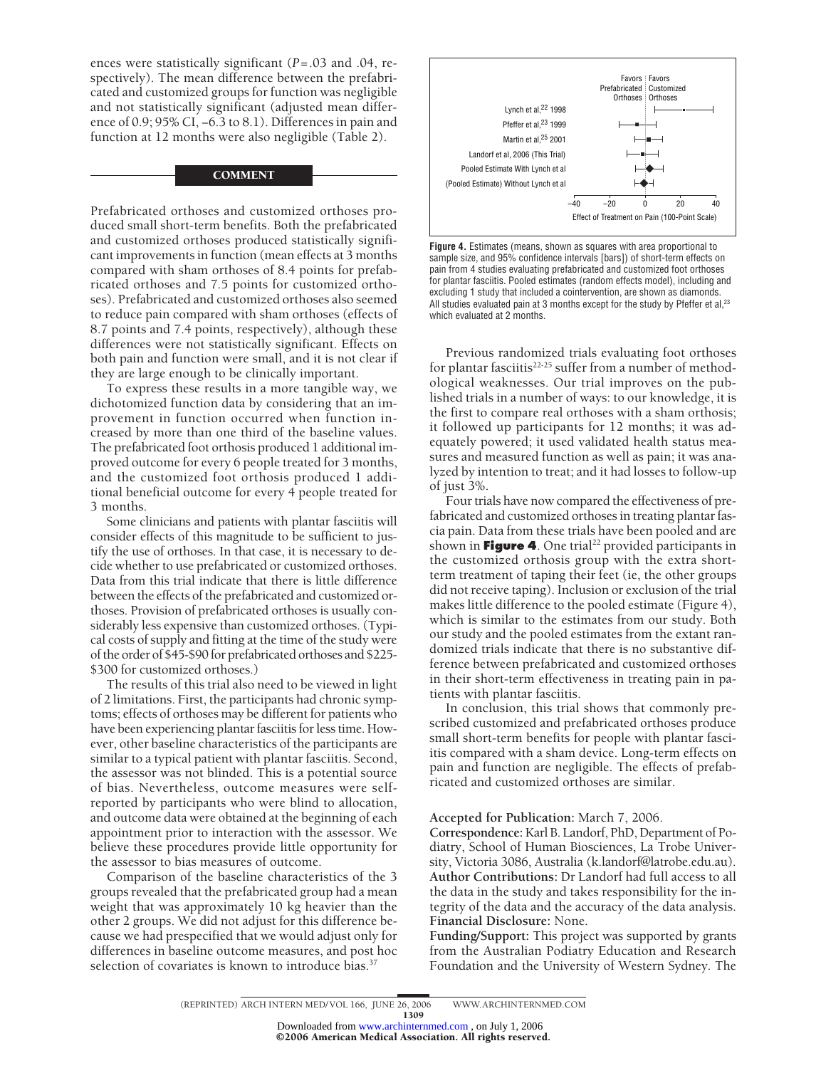ences were statistically significant ($P = .03$ and .04, respectively). The mean difference between the prefabricated and customized groups for function was negligible and not statistically significant (adjusted mean difference of 0.9; 95% CI, −6.3 to 8.1). Differences in pain and function at 12 months were also negligible (Table 2).

## COMMENT

Prefabricated orthoses and customized orthoses produced small short-term benefits. Both the prefabricated and customized orthoses produced statistically significant improvements in function (mean effects at 3 months compared with sham orthoses of 8.4 points for prefabricated orthoses and 7.5 points for customized orthoses). Prefabricated and customized orthoses also seemed to reduce pain compared with sham orthoses (effects of 8.7 points and 7.4 points, respectively), although these differences were not statistically significant. Effects on both pain and function were small, and it is not clear if they are large enough to be clinically important.

To express these results in a more tangible way, we dichotomized function data by considering that an improvement in function occurred when function increased by more than one third of the baseline values. The prefabricated foot orthosis produced 1 additional improved outcome for every 6 people treated for 3 months, and the customized foot orthosis produced 1 additional beneficial outcome for every 4 people treated for 3 months.

Some clinicians and patients with plantar fasciitis will consider effects of this magnitude to be sufficient to justify the use of orthoses. In that case, it is necessary to decide whether to use prefabricated or customized orthoses. Data from this trial indicate that there is little difference between the effects of the prefabricated and customized orthoses. Provision of prefabricated orthoses is usually considerably less expensive than customized orthoses. (Typical costs of supply and fitting at the time of the study were of the order of \$45-\$90 for prefabricated orthoses and \$225-\$300 for customized orthoses.)

The results of this trial also need to be viewed in light of 2 limitations. First, the participants had chronic symptoms; effects of orthoses may be different for patients who have been experiencing plantar fasciitis for less time. However, other baseline characteristics of the participants are similar to a typical patient with plantar fasciitis. Second, the assessor was not blinded. This is a potential source of bias. Nevertheless, outcome measures were self-reported by participants who were blind to allocation, and outcome data were obtained at the beginning of each appointment prior to interaction with the assessor. We believe these procedures provide little opportunity for the assessor to bias measures of outcome.

Comparison of the baseline characteristics of the 3 groups revealed that the prefabricated group had a mean weight that was approximately 10 kg heavier than the other 2 groups. We did not adjust for this difference because we had prespecified that we would adjust only for differences in baseline outcome measures, and post hoc selection of covariates is known to introduce bias.[37]

**Figure 4.** Estimates (means, shown as squares with area proportional to sample size, and 95% confidence intervals [bars]) of short-term effects on pain from 4 studies evaluating prefabricated and customized foot orthoses for plantar fasciitis. Pooled estimates (random effects model), including and excluding 1 study that included a cointervention, are shown as diamonds. All studies evaluated pain at 3 months except for the study by Pfeffer et al,[23] which evaluated at 2 months.

Previous randomized trials evaluating foot orthoses for plantar fasciitis[22-25] suffer from a number of methodological weaknesses. Our trial improves on the published trials in a number of ways: to our knowledge, it is the first to compare real orthoses with a sham orthosis; it followed up participants for 12 months; it was adequately powered; it used validated health status measures and measured function as well as pain; it was analyzed by intention to treat; and it had losses to follow-up of just 3%.

Four trials have now compared the effectiveness of prefabricated and customized orthoses in treating plantar fascia pain. Data from these trials have been pooled and are shown in **Figure 4**. One trial[22] provided participants in the customized orthosis group with the extra short-term treatment of taping their feet (ie, the other groups did not receive taping). Inclusion or exclusion of the trial makes little difference to the pooled estimate (Figure 4), which is similar to the estimates from our study. Both our study and the pooled estimates from the extant randomized trials indicate that there is no substantive difference between prefabricated and customized orthoses in their short-term effectiveness in treating pain in patients with plantar fasciitis.

In conclusion, this trial shows that commonly prescribed customized and prefabricated orthoses produce small short-term benefits for people with plantar fasciitis compared with a sham device. Long-term effects on pain and function are negligible. The effects of prefabricated and customized orthoses are similar.

**Accepted for Publication:** March 7, 2006.

**Correspondence:** Karl B. Landorf, PhD, Department of Podiatry, School of Human Biosciences, La Trobe University, Victoria 3086, Australia (k.landorf@latrobe.edu.au).

**Author Contributions:** Dr Landorf had full access to all the data in the study and takes responsibility for the integrity of the data and the accuracy of the data analysis.

**Financial Disclosure:** None.

**Funding/Support:** This project was supported by grants from the Australian Podiatry Education and Research Foundation and the University of Western Sydney. The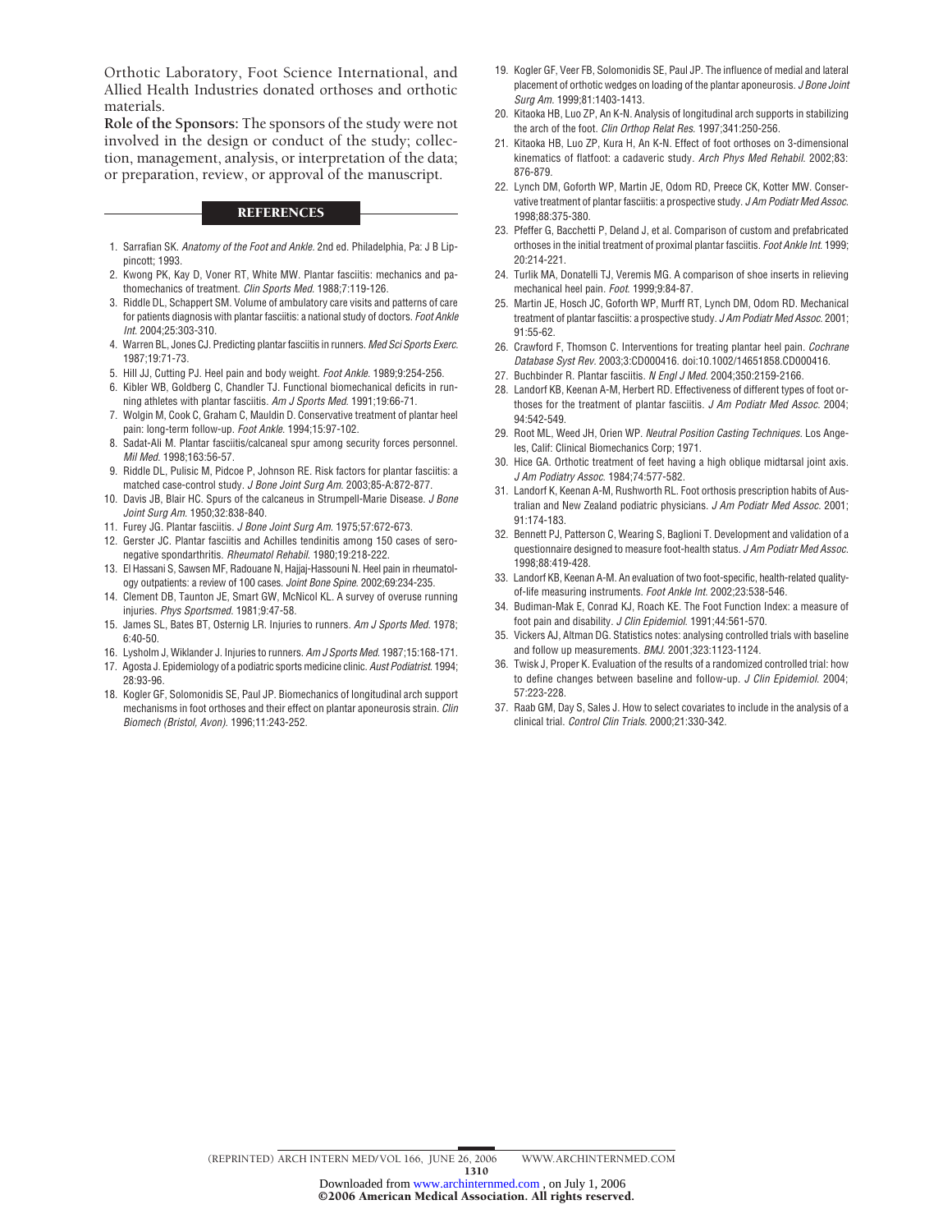Orthotic Laboratory, Foot Science International, and Allied Health Industries donated orthoses and orthotic materials.

**Role of the Sponsors**: The sponsors of the study were not involved in the design or conduct of the study; collection, management, analysis, or interpretation of the data; or preparation, review, or approval of the manuscript.

## REFERENCES

1. Sarrafian SK. *Anatomy of the Foot and Ankle*. 2nd ed. Philadelphia, Pa: J B Lippincott; 1993.
2. Kwong PK, Kay D, Voner RT, White MW. Plantar fasciitis: mechanics and pathomechanics of treatment. *Clin Sports Med*. 1988;7:119-126.
3. Riddle DL, Schappert SM. Volume of ambulatory care visits and patterns of care for patients diagnosis with plantar fasciitis: a national study of doctors. *Foot Ankle Int*. 2004;25:303-310.
4. Warren BL, Jones CJ. Predicting plantar fasciitis in runners. *Med Sci Sports Exerc*. 1987;19:71-73.
5. Hill JJ, Cutting PJ. Heel pain and body weight. *Foot Ankle*. 1989;9:254-256.
6. Kibler WB, Goldberg C, Chandler TJ. Functional biomechanical deficits in running athletes with plantar fasciitis. *Am J Sports Med*. 1991;19:66-71.
7. Wolgin M, Cook C, Graham C, Mauldin D. Conservative treatment of plantar heel pain: long-term follow-up. *Foot Ankle*. 1994;15:97-102.
8. Sadat-Ali M. Plantar fasciitis/calcaneal spur among security forces personnel. *Mil Med*. 1998;163:56-57.
9. Riddle DL, Pulisic M, Pidcoe P, Johnson RE. Risk factors for plantar fasciitis: a matched case-control study. *J Bone Joint Surg Am*. 2003;85-A:872-877.
10. Davis JB, Blair HC. Spurs of the calcaneus in Strumpell-Marie Disease. *J Bone Joint Surg Am*. 1950;32:838-840.
11. Furey JG. Plantar fasciitis. *J Bone Joint Surg Am*. 1975;57:672-673.
12. Gerster JC. Plantar fasciitis and Achilles tendinitis among 150 cases of seronegative spondarthritis. *Rheumatol Rehabil*. 1980;19:218-222.
13. El Hassani S, Sawsen MF, Radouane N, Hajjaj-Hassouni N. Heel pain in rheumatology outpatients: a review of 100 cases. *Joint Bone Spine*. 2002;69:234-235.
14. Clement DB, Taunton JE, Smart GW, McNicol KL. A survey of overuse running injuries. *Phys Sportsmed*. 1981;9:47-58.
15. James SL, Bates BT, Osternig LR. Injuries to runners. *Am J Sports Med*. 1978;6:40-50.
16. Lysholm J, Wiklander J. Injuries to runners. *Am J Sports Med*. 1987;15:168-171.
17. Agosta J. Epidemiology of a podiatric sports medicine clinic. *Aust Podiatrist*. 1994;28:93-96.
18. Kogler GF, Solomonidis SE, Paul JP. Biomechanics of longitudinal arch support mechanisms in foot orthoses and their effect on plantar aponeurosis strain. *Clin Biomech (Bristol, Avon)*. 1996;11:243-252.
19. Kogler GF, Veer FB, Solomonidis SE, Paul JP. The influence of medial and lateral placement of orthotic wedges on loading of the plantar aponeurosis. *J Bone Joint Surg Am*. 1999;81:1403-1413.
20. Kitaoka HB, Luo ZP, An K-N. Analysis of longitudinal arch supports in stabilizing the arch of the foot. *Clin Orthop Relat Res*. 1997;341:250-256.
21. Kitaoka HB, Luo ZP, Kura H, An K-N. Effect of foot orthoses on 3-dimensional kinematics of flatfoot: a cadaveric study. *Arch Phys Med Rehabil*. 2002;83:876-879.
22. Lynch DM, Goforth WP, Martin JE, Odom RD, Preece CK, Kotter MW. Conservative treatment of plantar fasciitis: a prospective study. *J Am Podiatr Med Assoc*. 1998;88:375-380.
23. Pfeffer G, Bacchetti P, Deland J, et al. Comparison of custom and prefabricated orthoses in the initial treatment of proximal plantar fasciitis. *Foot Ankle Int*. 1999;20:214-221.
24. Turlik MA, Donatelli TJ, Veremis MG. A comparison of shoe inserts in relieving mechanical heel pain. *Foot*. 1999;9:84-87.
25. Martin JE, Hosch JC, Goforth WP, Murff RT, Lynch DM, Odom RD. Mechanical treatment of plantar fasciitis: a prospective study. *J Am Podiatr Med Assoc*. 2001;91:55-62.
26. Crawford F, Thomson C. Interventions for treating plantar heel pain. *Cochrane Database Syst Rev*. 2003;3:CD000416. doi:10.1002/14651858.CD000416.
27. Buchbinder R. Plantar fasciitis. *N Engl J Med*. 2004;350:2159-2166.
28. Landorf KB, Keenan A-M, Herbert RD. Effectiveness of different types of foot orthoses for the treatment of plantar fasciitis. *J Am Podiatr Med Assoc*. 2004;94:542-549.
29. Root ML, Weed JH, Orien WP. *Neutral Position Casting Techniques*. Los Angeles, Calif: Clinical Biomechanics Corp; 1971.
30. Hice GA. Orthotic treatment of feet having a high oblique midtarsal joint axis. *J Am Podiatry Assoc*. 1984;74:577-582.
31. Landorf K, Keenan A-M, Rushworth RL. Foot orthosis prescription habits of Australian and New Zealand podiatric physicians. *J Am Podiatr Med Assoc*. 2001;91:174-183.
32. Bennett PJ, Patterson C, Wearing S, Baglioni T. Development and validation of a questionnaire designed to measure foot-health status. *J Am Podiatr Med Assoc*. 1998;88:419-428.
33. Landorf KB, Keenan A-M. An evaluation of two foot-specific, health-related quality-of-life measuring instruments. *Foot Ankle Int*. 2002;23:538-546.
34. Budiman-Mak E, Conrad KJ, Roach KE. The Foot Function Index: a measure of foot pain and disability. *J Clin Epidemiol*. 1991;44:561-570.
35. Vickers AJ, Altman DG. Statistics notes: analysing controlled trials with baseline and follow up measurements. *BMJ*. 2001;323:1123-1124.
36. Twisk J, Proper K. Evaluation of the results of a randomized controlled trial: how to define changes between baseline and follow-up. *J Clin Epidemiol*. 2004;57:223-228.
37. Raab GM, Day S, Sales J. How to select covariates to include in the analysis of a clinical trial. *Control Clin Trials*. 2000;21:330-342.